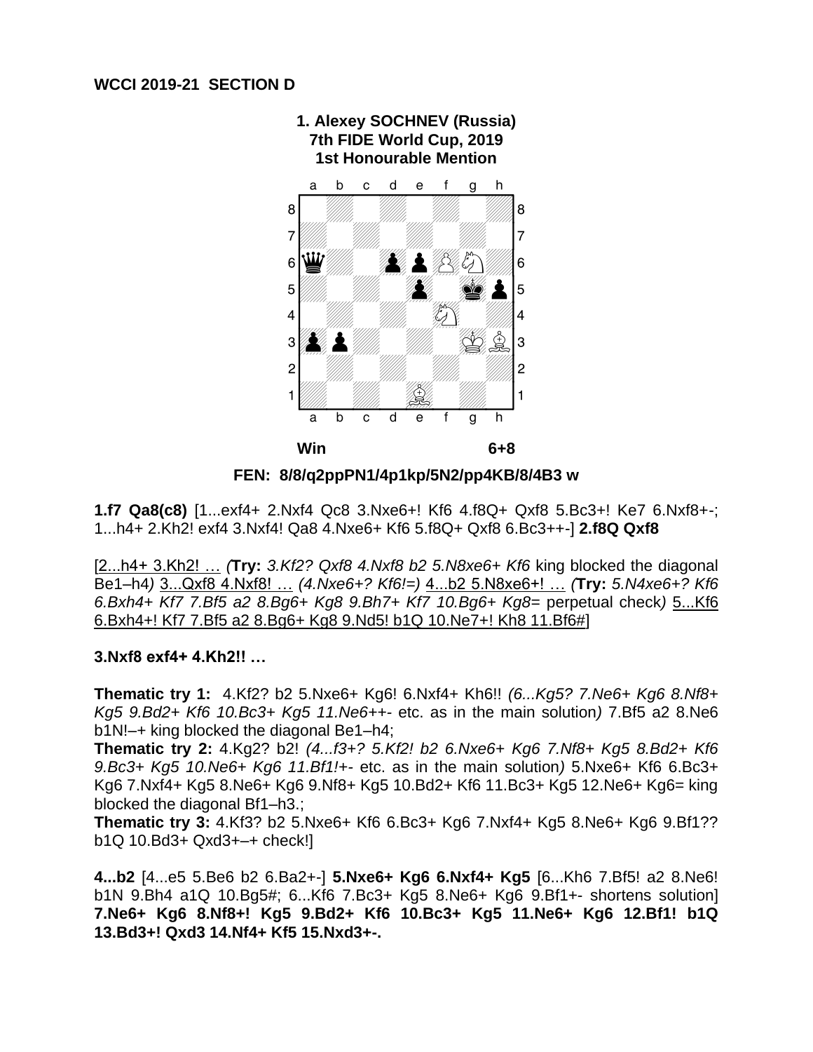**WCCI 2019-21 SECTION D**

**1. Alexey SOCHNEV (Russia)**
**7th FIDE World Cup, 2019**
**1st Honourable Mention**

**Win** **6+8**

**FEN: 8/8/q2ppPN1/4p1kp/5N2/pp4KB/8/4B3 w**

**1.f7 Qa8(c8)** [1...exf4+ 2.Nxf4 Qc8 3.Nxe6+! Kf6 4.f8Q+ Qxf8 5.Bc3+! Ke7 6.Nxf8+-; 1...h4+ 2.Kh2! exf4 3.Nxf4! Qa8 4.Nxe6+ Kf6 5.f8Q+ Qxf8 6.Bc3++-] **2.f8Q Qxf8**

[2...h4+ 3.Kh2! … *(***Try:** *3.Kf2? Qxf8 4.Nxf8 b2 5.N8xe6+ Kf6* king blocked the diagonal Be1–h4*)* 3...Qxf8 4.Nxf8! … *(4.Nxe6+? Kf6!=)* 4...b2 5.N8xe6+! … *(***Try:** *5.N4xe6+? Kf6 6.Bxh4+ Kf7 7.Bf5 a2 8.Bg6+ Kg8 9.Bh7+ Kf7 10.Bg6+ Kg8=* perpetual check*)* 5...Kf6 6.Bxh4+! Kf7 7.Bf5 a2 8.Bg6+ Kg8 9.Nd5! b1Q 10.Ne7+! Kh8 11.Bf6#]

**3.Nxf8 exf4+ 4.Kh2!! …**

**Thematic try 1:** 4.Kf2? b2 5.Nxe6+ Kg6! 6.Nxf4+ Kh6!! *(6...Kg5? 7.Ne6+ Kg6 8.Nf8+ Kg5 9.Bd2+ Kf6 10.Bc3+ Kg5 11.Ne6++-* etc. as in the main solution*)* 7.Bf5 a2 8.Ne6 b1N!–+ king blocked the diagonal Be1–h4;
**Thematic try 2:** 4.Kg2? b2! *(4...f3+? 5.Kf2! b2 6.Nxe6+ Kg6 7.Nf8+ Kg5 8.Bd2+ Kf6 9.Bc3+ Kg5 10.Ne6+ Kg6 11.Bf1!+-* etc. as in the main solution*)* 5.Nxe6+ Kf6 6.Bc3+ Kg6 7.Nxf4+ Kg5 8.Ne6+ Kg6 9.Nf8+ Kg5 10.Bd2+ Kf6 11.Bc3+ Kg5 12.Ne6+ Kg6= king blocked the diagonal Bf1–h3.;
**Thematic try 3:** 4.Kf3? b2 5.Nxe6+ Kf6 6.Bc3+ Kg6 7.Nxf4+ Kg5 8.Ne6+ Kg6 9.Bf1?? b1Q 10.Bd3+ Qxd3+–+ check!]

**4...b2** [4...e5 5.Be6 b2 6.Ba2+-] **5.Nxe6+ Kg6 6.Nxf4+ Kg5** [6...Kh6 7.Bf5! a2 8.Ne6! b1N 9.Bh4 a1Q 10.Bg5#; 6...Kf6 7.Bc3+ Kg5 8.Ne6+ Kg6 9.Bf1+- shortens solution] **7.Ne6+ Kg6 8.Nf8+! Kg5 9.Bd2+ Kf6 10.Bc3+ Kg5 11.Ne6+ Kg6 12.Bf1! b1Q 13.Bd3+! Qxd3 14.Nf4+ Kf5 15.Nxd3+-.**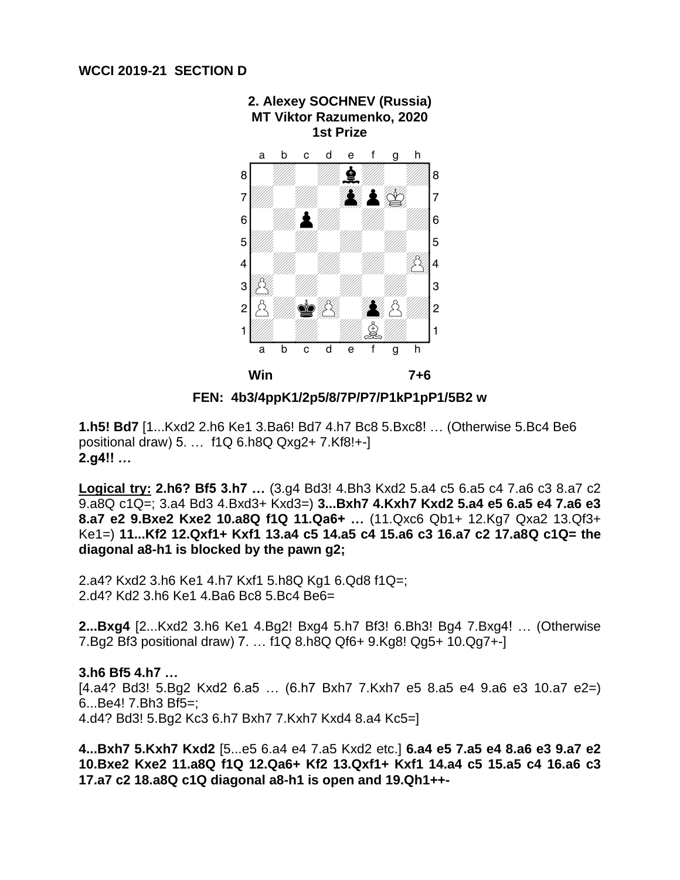**WCCI 2019-21 SECTION D**

**2. Alexey SOCHNEV (Russia)**
**MT Viktor Razumenko, 2020**
**1st Prize**

**Win 7+6**

**FEN: 4b3/4ppK1/2p5/8/7P/P7/P1kP1pP1/5B2 w**

**1.h5! Bd7** [1...Kxd2 2.h6 Ke1 3.Ba6! Bd7 4.h7 Bc8 5.Bxc8! … (Otherwise 5.Bc4 Be6 positional draw) 5. … f1Q 6.h8Q Qxg2+ 7.Kf8!+-]
**2.g4!! …**

**Logical try: 2.h6? Bf5 3.h7 …** (3.g4 Bd3! 4.Bh3 Kxd2 5.a4 c5 6.a5 c4 7.a6 c3 8.a7 c2 9.a8Q c1Q=; 3.a4 Bd3 4.Bxd3+ Kxd3=) **3...Bxh7 4.Kxh7 Kxd2 5.a4 e5 6.a5 e4 7.a6 e3 8.a7 e2 9.Bxe2 Kxe2 10.a8Q f1Q 11.Qa6+ …** (11.Qxc6 Qb1+ 12.Kg7 Qxa2 13.Qf3+ Ke1=) **11...Kf2 12.Qxf1+ Kxf1 13.a4 c5 14.a5 c4 15.a6 c3 16.a7 c2 17.a8Q c1Q= the diagonal a8-h1 is blocked by the pawn g2;**

2.a4? Kxd2 3.h6 Ke1 4.h7 Kxf1 5.h8Q Kg1 6.Qd8 f1Q=;
2.d4? Kd2 3.h6 Ke1 4.Ba6 Bc8 5.Bc4 Be6=

**2...Bxg4** [2...Kxd2 3.h6 Ke1 4.Bg2! Bxg4 5.h7 Bf3! 6.Bh3! Bg4 7.Bxg4! … (Otherwise 7.Bg2 Bf3 positional draw) 7. … f1Q 8.h8Q Qf6+ 9.Kg8! Qg5+ 10.Qg7+-]

**3.h6 Bf5 4.h7 …**
[4.a4? Bd3! 5.Bg2 Kxd2 6.a5 … (6.h7 Bxh7 7.Kxh7 e5 8.a5 e4 9.a6 e3 10.a7 e2=) 6...Be4! 7.Bh3 Bf5=;
4.d4? Bd3! 5.Bg2 Kc3 6.h7 Bxh7 7.Kxh7 Kxd4 8.a4 Kc5=]

**4...Bxh7 5.Kxh7 Kxd2** [5...e5 6.a4 e4 7.a5 Kxd2 etc.] **6.a4 e5 7.a5 e4 8.a6 e3 9.a7 e2 10.Bxe2 Kxe2 11.a8Q f1Q 12.Qa6+ Kf2 13.Qxf1+ Kxf1 14.a4 c5 15.a5 c4 16.a6 c3 17.a7 c2 18.a8Q c1Q diagonal a8-h1 is open and 19.Qh1++-**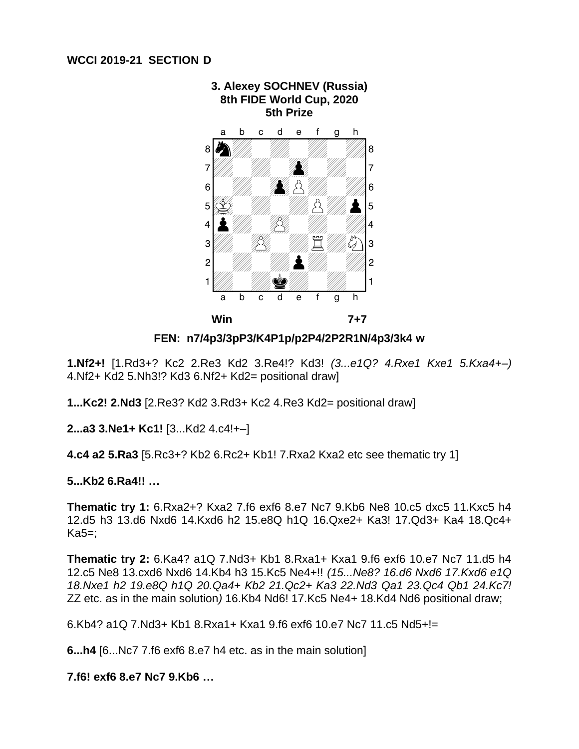**WCCI 2019-21 SECTION D**

**3. Alexey SOCHNEV (Russia)**
**8th FIDE World Cup, 2020**
**5th Prize**

**Win** **7+7**

**FEN: n7/4p3/3pP3/K4P1p/p2P4/2P2R1N/4p3/3k4 w**

**1.Nf2+!** [1.Rd3+? Kc2 2.Re3 Kd2 3.Re4!? Kd3! *(3...e1Q? 4.Rxe1 Kxe1 5.Kxa4+–)* 4.Nf2+ Kd2 5.Nh3!? Kd3 6.Nf2+ Kd2= positional draw]

**1...Kc2! 2.Nd3** [2.Re3? Kd2 3.Rd3+ Kc2 4.Re3 Kd2= positional draw]

**2...a3 3.Ne1+ Kc1!** [3...Kd2 4.c4!+–]

**4.c4 a2 5.Ra3** [5.Rc3+? Kb2 6.Rc2+ Kb1! 7.Rxa2 Kxa2 etc see thematic try 1]

**5...Kb2 6.Ra4!! …**

**Thematic try 1:** 6.Rxa2+? Kxa2 7.f6 exf6 8.e7 Nc7 9.Kb6 Ne8 10.c5 dxc5 11.Kxc5 h4 12.d5 h3 13.d6 Nxd6 14.Kxd6 h2 15.e8Q h1Q 16.Qxe2+ Ka3! 17.Qd3+ Ka4 18.Qc4+ Ka5=;

**Thematic try 2:** 6.Ka4? a1Q 7.Nd3+ Kb1 8.Rxa1+ Kxa1 9.f6 exf6 10.e7 Nc7 11.d5 h4 12.c5 Ne8 13.cxd6 Nxd6 14.Kb4 h3 15.Kc5 Ne4+!! *(15...Ne8? 16.d6 Nxd6 17.Kxd6 e1Q 18.Nxe1 h2 19.e8Q h1Q 20.Qa4+ Kb2 21.Qc2+ Ka3 22.Nd3 Qa1 23.Qc4 Qb1 24.Kc7!* ZZ etc. as in the main solution*)* 16.Kb4 Nd6! 17.Kc5 Ne4+ 18.Kd4 Nd6 positional draw;

6.Kb4? a1Q 7.Nd3+ Kb1 8.Rxa1+ Kxa1 9.f6 exf6 10.e7 Nc7 11.c5 Nd5+!=

**6...h4** [6...Nc7 7.f6 exf6 8.e7 h4 etc. as in the main solution]

**7.f6! exf6 8.e7 Nc7 9.Kb6 …**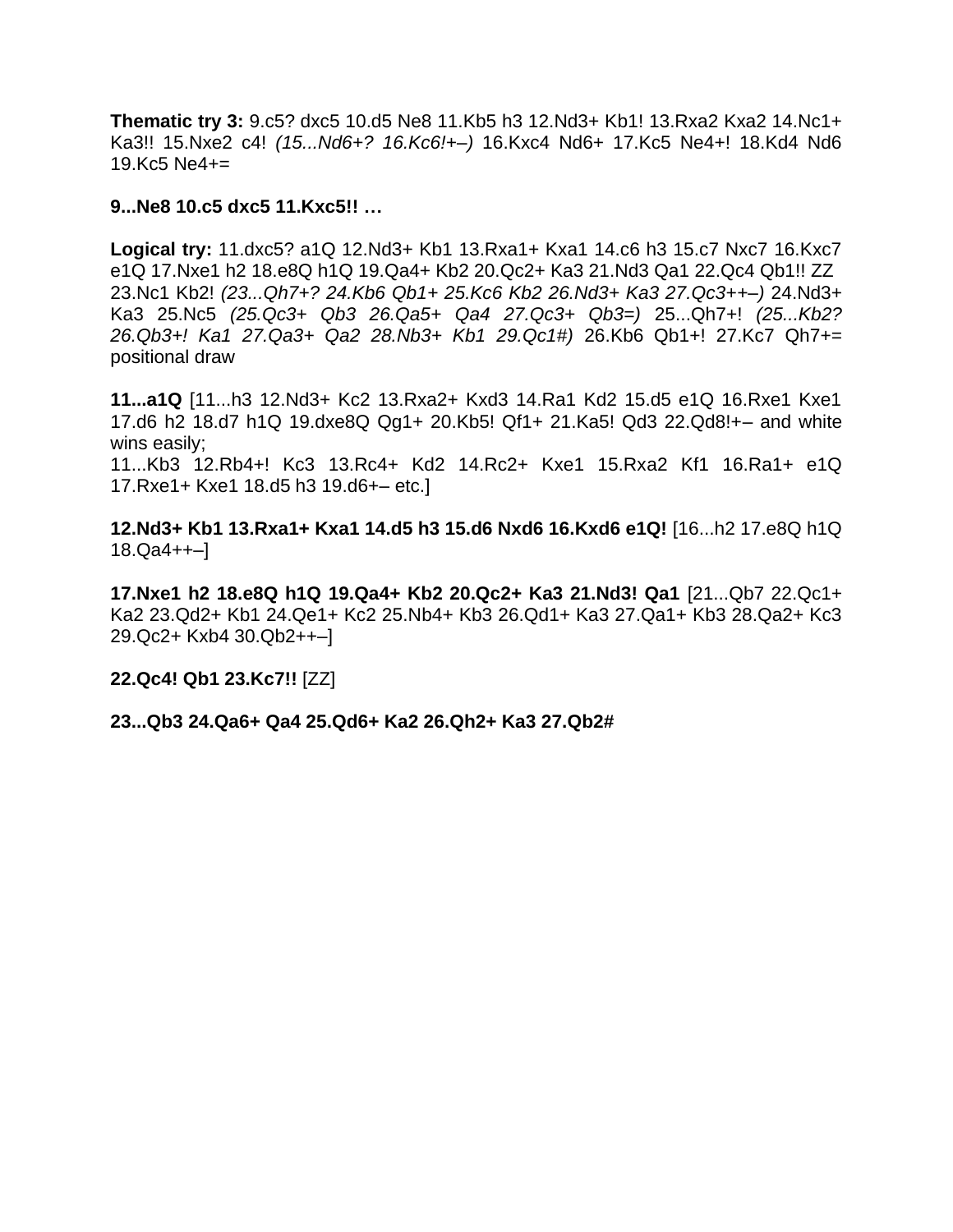**Thematic try 3:** 9.c5? dxc5 10.d5 Ne8 11.Kb5 h3 12.Nd3+ Kb1! 13.Rxa2 Kxa2 14.Nc1+ Ka3!! 15.Nxe2 c4! *(15...Nd6+? 16.Kc6!+–)* 16.Kxc4 Nd6+ 17.Kc5 Ne4+! 18.Kd4 Nd6 19.Kc5 Ne4+=

**9...Ne8 10.c5 dxc5 11.Kxc5!! …**

**Logical try:** 11.dxc5? a1Q 12.Nd3+ Kb1 13.Rxa1+ Kxa1 14.c6 h3 15.c7 Nxc7 16.Kxc7 e1Q 17.Nxe1 h2 18.e8Q h1Q 19.Qa4+ Kb2 20.Qc2+ Ka3 21.Nd3 Qa1 22.Qc4 Qb1!! ZZ 23.Nc1 Kb2! *(23...Qh7+? 24.Kb6 Qb1+ 25.Kc6 Kb2 26.Nd3+ Ka3 27.Qc3++–)* 24.Nd3+ Ka3 25.Nc5 *(25.Qc3+ Qb3 26.Qa5+ Qa4 27.Qc3+ Qb3=)* 25...Qh7+! *(25...Kb2? 26.Qb3+! Ka1 27.Qa3+ Qa2 28.Nb3+ Kb1 29.Qc1#)* 26.Kb6 Qb1+! 27.Kc7 Qh7+= positional draw

**11...a1Q** [11...h3 12.Nd3+ Kc2 13.Rxa2+ Kxd3 14.Ra1 Kd2 15.d5 e1Q 16.Rxe1 Kxe1 17.d6 h2 18.d7 h1Q 19.dxe8Q Qg1+ 20.Kb5! Qf1+ 21.Ka5! Qd3 22.Qd8!+– and white wins easily;
11...Kb3 12.Rb4+! Kc3 13.Rc4+ Kd2 14.Rc2+ Kxe1 15.Rxa2 Kf1 16.Ra1+ e1Q 17.Rxe1+ Kxe1 18.d5 h3 19.d6+– etc.]

**12.Nd3+ Kb1 13.Rxa1+ Kxa1 14.d5 h3 15.d6 Nxd6 16.Kxd6 e1Q!** [16...h2 17.e8Q h1Q 18.Qa4++–]

**17.Nxe1 h2 18.e8Q h1Q 19.Qa4+ Kb2 20.Qc2+ Ka3 21.Nd3! Qa1** [21...Qb7 22.Qc1+ Ka2 23.Qd2+ Kb1 24.Qe1+ Kc2 25.Nb4+ Kb3 26.Qd1+ Ka3 27.Qa1+ Kb3 28.Qa2+ Kc3 29.Qc2+ Kxb4 30.Qb2++–]

**22.Qc4! Qb1 23.Kc7!!** [ZZ]

**23...Qb3 24.Qa6+ Qa4 25.Qd6+ Ka2 26.Qh2+ Ka3 27.Qb2#**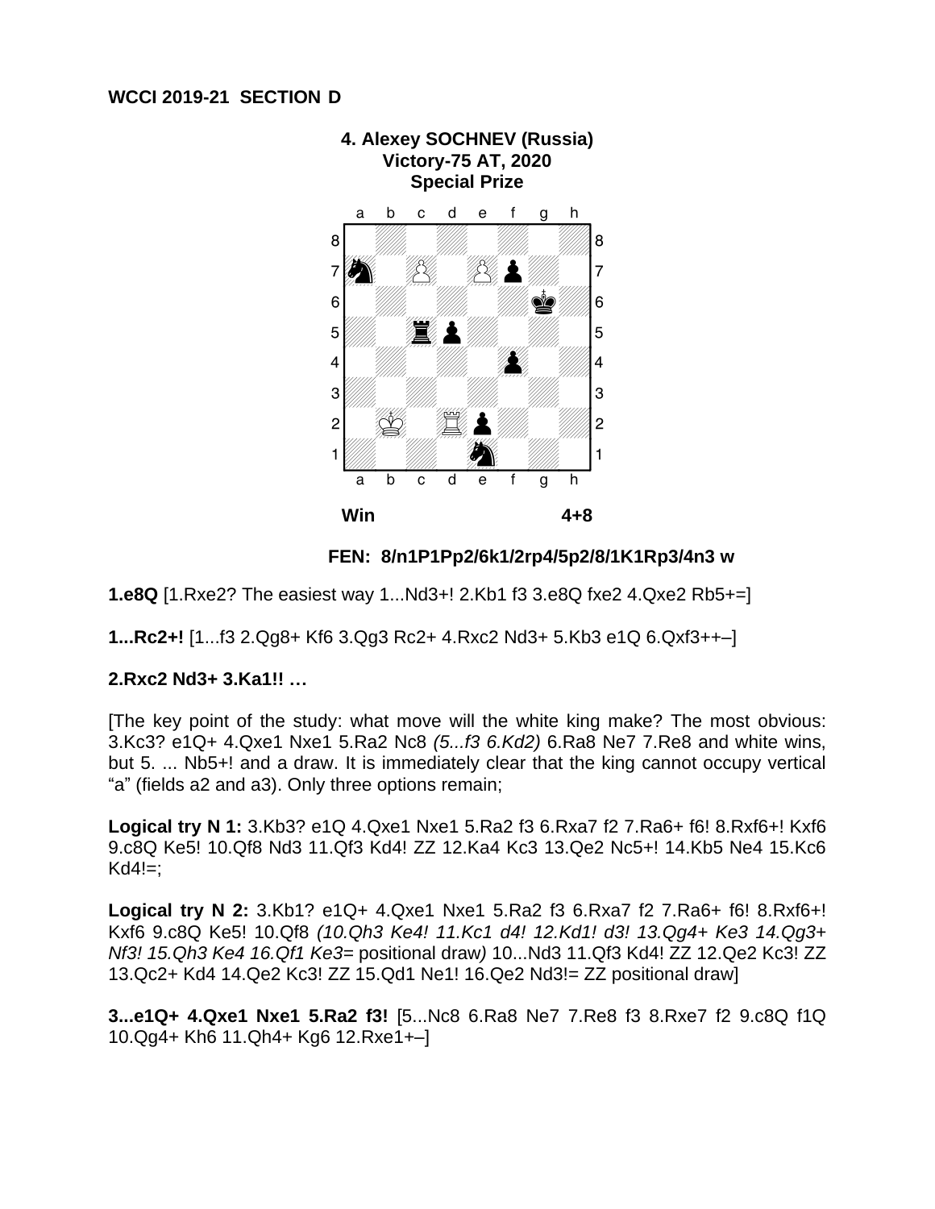**WCCI 2019-21 SECTION D**

**4. Alexey SOCHNEV (Russia)**
**Victory-75 AT, 2020**
**Special Prize**

**Win** **4+8**

**FEN: 8/n1P1Pp2/6k1/2rp4/5p2/8/1K1Rp3/4n3 w**

**1.e8Q** [1.Rxe2? The easiest way 1...Nd3+! 2.Kb1 f3 3.e8Q fxe2 4.Qxe2 Rb5+=]

**1...Rc2+!** [1...f3 2.Qg8+ Kf6 3.Qg3 Rc2+ 4.Rxc2 Nd3+ 5.Kb3 e1Q 6.Qxf3++–]

**2.Rxc2 Nd3+ 3.Ka1!! …**

[The key point of the study: what move will the white king make? The most obvious: 3.Kc3? e1Q+ 4.Qxe1 Nxe1 5.Ra2 Nc8 *(5...f3 6.Kd2)* 6.Ra8 Ne7 7.Re8 and white wins, but 5. ... Nb5+! and a draw. It is immediately clear that the king cannot occupy vertical "a" (fields a2 and a3). Only three options remain;

**Logical try N 1:** 3.Kb3? e1Q 4.Qxe1 Nxe1 5.Ra2 f3 6.Rxa7 f2 7.Ra6+ f6! 8.Rxf6+! Kxf6 9.c8Q Ke5! 10.Qf8 Nd3 11.Qf3 Kd4! ZZ 12.Ka4 Kc3 13.Qe2 Nc5+! 14.Kb5 Ne4 15.Kc6 Kd4!=;

**Logical try N 2:** 3.Kb1? e1Q+ 4.Qxe1 Nxe1 5.Ra2 f3 6.Rxa7 f2 7.Ra6+ f6! 8.Rxf6+! Kxf6 9.c8Q Ke5! 10.Qf8 *(10.Qh3 Ke4! 11.Kc1 d4! 12.Kd1! d3! 13.Qg4+ Ke3 14.Qg3+ Nf3! 15.Qh3 Ke4 16.Qf1 Ke3=* positional draw*)* 10...Nd3 11.Qf3 Kd4! ZZ 12.Qe2 Kc3! ZZ 13.Qc2+ Kd4 14.Qe2 Kc3! ZZ 15.Qd1 Ne1! 16.Qe2 Nd3!= ZZ positional draw]

**3...e1Q+ 4.Qxe1 Nxe1 5.Ra2 f3!** [5...Nc8 6.Ra8 Ne7 7.Re8 f3 8.Rxe7 f2 9.c8Q f1Q 10.Qg4+ Kh6 11.Qh4+ Kg6 12.Rxe1+–]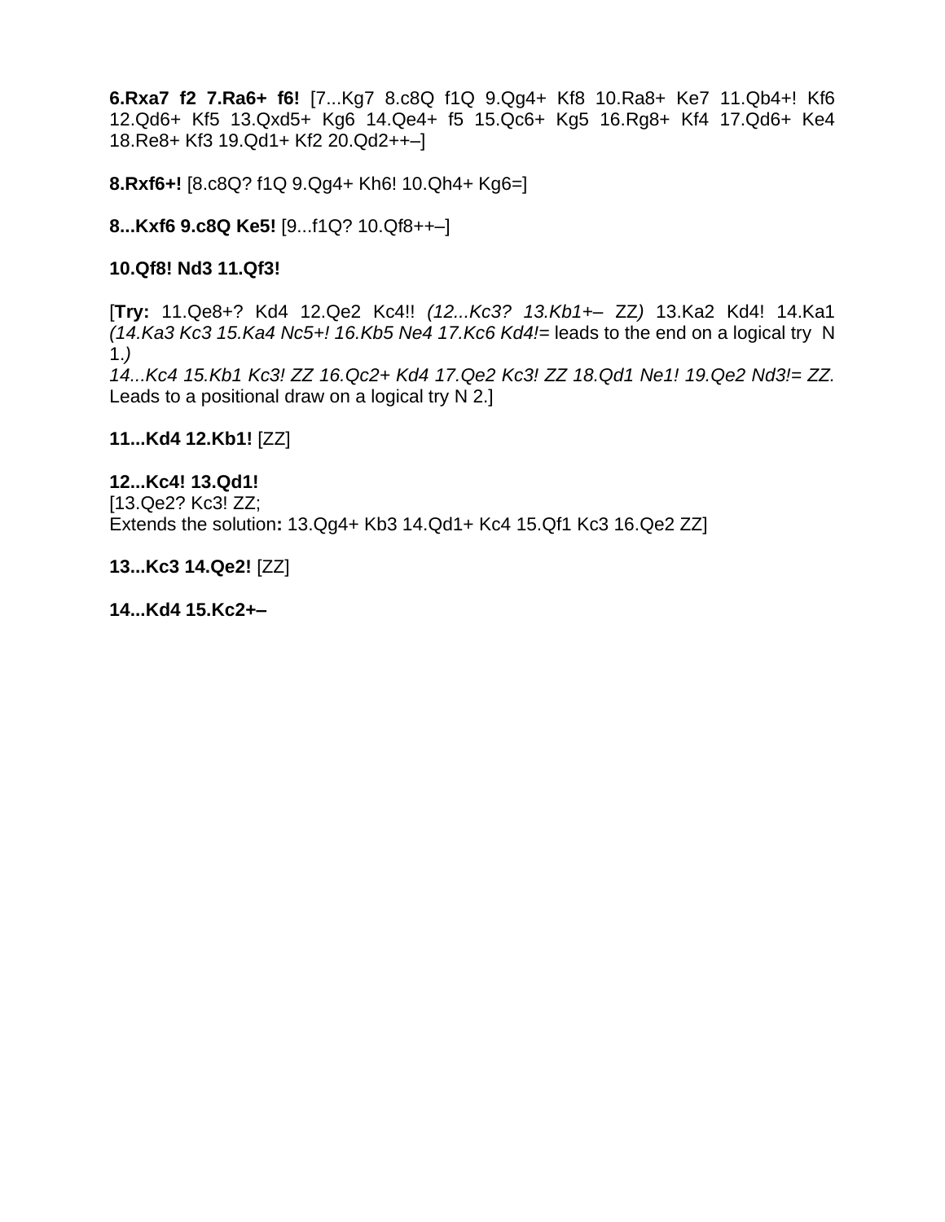**6.Rxa7 f2 7.Ra6+ f6!** [7...Kg7 8.c8Q f1Q 9.Qg4+ Kf8 10.Ra8+ Ke7 11.Qb4+! Kf6 12.Qd6+ Kf5 13.Qxd5+ Kg6 14.Qe4+ f5 15.Qc6+ Kg5 16.Rg8+ Kf4 17.Qd6+ Ke4 18.Re8+ Kf3 19.Qd1+ Kf2 20.Qd2++–]

**8.Rxf6+!** [8.c8Q? f1Q 9.Qg4+ Kh6! 10.Qh4+ Kg6=]

**8...Kxf6 9.c8Q Ke5!** [9...f1Q? 10.Qf8++–]

**10.Qf8! Nd3 11.Qf3!**

[**Try:** 11.Qe8+? Kd4 12.Qe2 Kc4!! *(12...Kc3? 13.Kb1+– ZZ)* 13.Ka2 Kd4! 14.Ka1 *(14.Ka3 Kc3 15.Ka4 Nc5+! 16.Kb5 Ne4 17.Kc6 Kd4!=* leads to the end on a logical try N 1.*)*
*14...Kc4 15.Kb1 Kc3! ZZ 16.Qc2+ Kd4 17.Qe2 Kc3! ZZ 18.Qd1 Ne1! 19.Qe2 Nd3!= ZZ.* Leads to a positional draw on a logical try N 2.]

**11...Kd4 12.Kb1!** [ZZ]

**12...Kc4! 13.Qd1!**
[13.Qe2? Kc3! ZZ;
Extends the solution**:** 13.Qg4+ Kb3 14.Qd1+ Kc4 15.Qf1 Kc3 16.Qe2 ZZ]

**13...Kc3 14.Qe2!** [ZZ]

**14...Kd4 15.Kc2+–**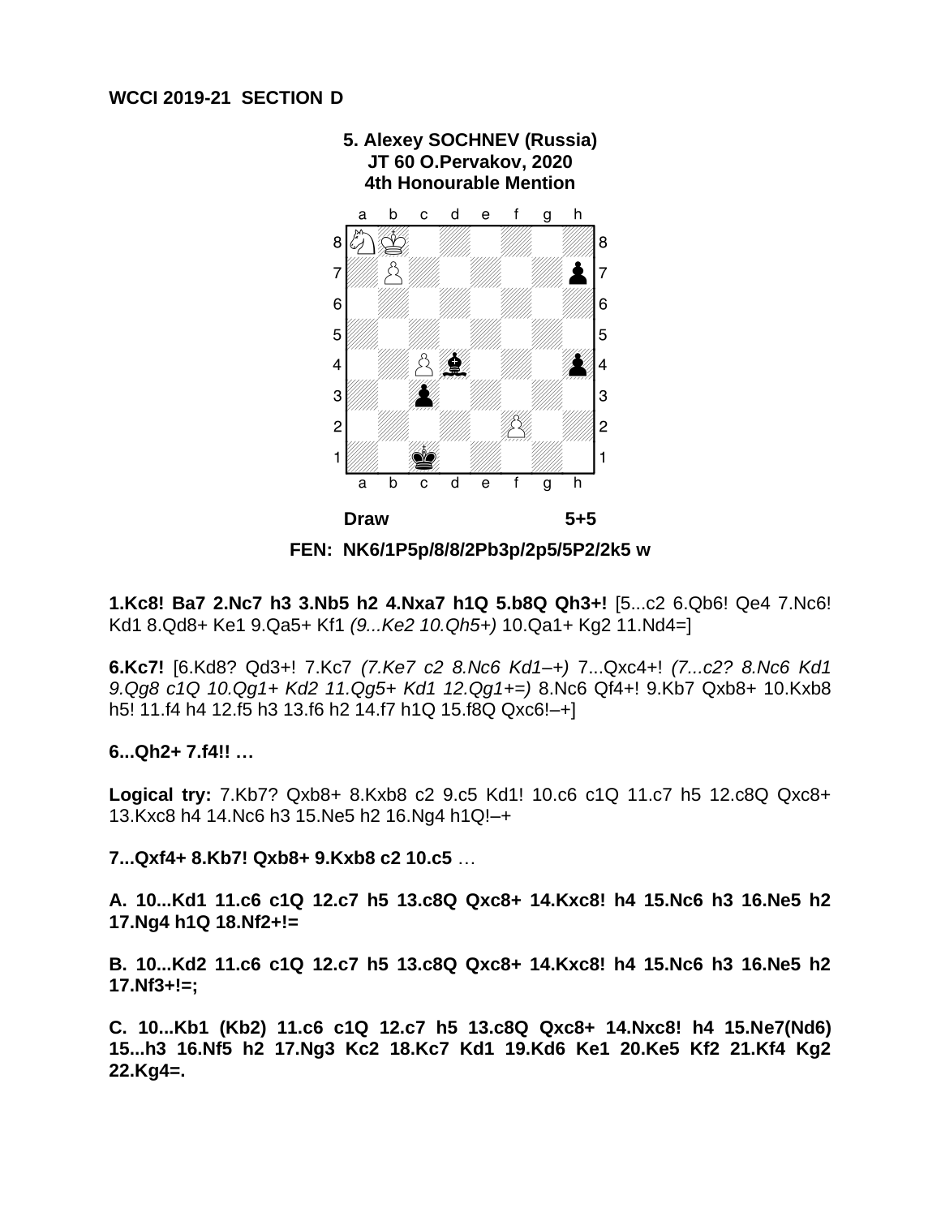**WCCI 2019-21 SECTION D**

**5. Alexey SOCHNEV (Russia)**
**JT 60 O.Pervakov, 2020**
**4th Honourable Mention**

**Draw** **5+5**

**FEN: NK6/1P5p/8/8/2Pb3p/2p5/5P2/2k5 w**

**1.Kc8! Ba7 2.Nc7 h3 3.Nb5 h2 4.Nxa7 h1Q 5.b8Q Qh3+!** [5...c2 6.Qb6! Qe4 7.Nc6! Kd1 8.Qd8+ Ke1 9.Qa5+ Kf1 *(9...Ke2 10.Qh5+)* 10.Qa1+ Kg2 11.Nd4=]

**6.Kc7!** [6.Kd8? Qd3+! 7.Kc7 *(7.Ke7 c2 8.Nc6 Kd1–+)* 7...Qxc4+! *(7...c2? 8.Nc6 Kd1 9.Qg8 c1Q 10.Qg1+ Kd2 11.Qg5+ Kd1 12.Qg1+=)* 8.Nc6 Qf4+! 9.Kb7 Qxb8+ 10.Kxb8 h5! 11.f4 h4 12.f5 h3 13.f6 h2 14.f7 h1Q 15.f8Q Qxc6!–+]

**6...Qh2+ 7.f4!! …**

**Logical try:** 7.Kb7? Qxb8+ 8.Kxb8 c2 9.c5 Kd1! 10.c6 c1Q 11.c7 h5 12.c8Q Qxc8+ 13.Kxc8 h4 14.Nc6 h3 15.Ne5 h2 16.Ng4 h1Q!–+

**7...Qxf4+ 8.Kb7! Qxb8+ 9.Kxb8 c2 10.c5** …

**A. 10...Kd1 11.c6 c1Q 12.c7 h5 13.c8Q Qxc8+ 14.Kxc8! h4 15.Nc6 h3 16.Ne5 h2 17.Ng4 h1Q 18.Nf2+!=**

**B. 10...Kd2 11.c6 c1Q 12.c7 h5 13.c8Q Qxc8+ 14.Kxc8! h4 15.Nc6 h3 16.Ne5 h2 17.Nf3+!=;**

**C. 10...Kb1 (Kb2) 11.c6 c1Q 12.c7 h5 13.c8Q Qxc8+ 14.Nxc8! h4 15.Ne7(Nd6) 15...h3 16.Nf5 h2 17.Ng3 Kc2 18.Kc7 Kd1 19.Kd6 Ke1 20.Ke5 Kf2 21.Kf4 Kg2 22.Kg4=.**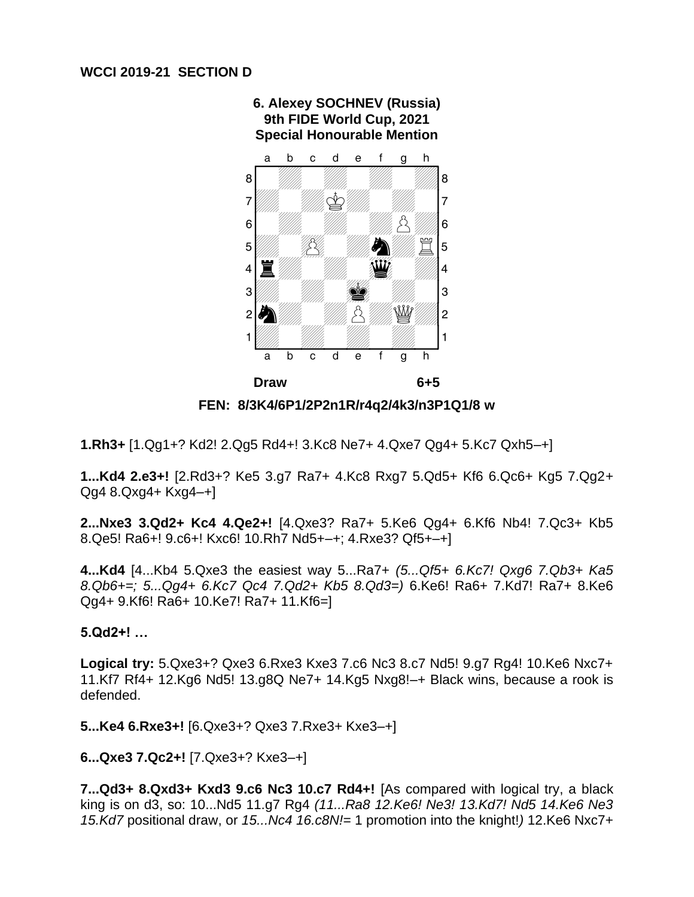**WCCI 2019-21 SECTION D**

**6. Alexey SOCHNEV (Russia)**
**9th FIDE World Cup, 2021**
**Special Honourable Mention**

**Draw** **6+5**

**FEN: 8/3K4/6P1/2P2n1R/r4q2/4k3/n3P1Q1/8 w**

**1.Rh3+** [1.Qg1+? Kd2! 2.Qg5 Rd4+! 3.Kc8 Ne7+ 4.Qxe7 Qg4+ 5.Kc7 Qxh5–+]

**1...Kd4 2.e3+!** [2.Rd3+? Ke5 3.g7 Ra7+ 4.Kc8 Rxg7 5.Qd5+ Kf6 6.Qc6+ Kg5 7.Qg2+ Qg4 8.Qxg4+ Kxg4–+]

**2...Nxe3 3.Qd2+ Kc4 4.Qe2+!** [4.Qxe3? Ra7+ 5.Ke6 Qg4+ 6.Kf6 Nb4! 7.Qc3+ Kb5 8.Qe5! Ra6+! 9.c6+! Kxc6! 10.Rh7 Nd5+–+; 4.Rxe3? Qf5+–+]

**4...Kd4** [4...Kb4 5.Qxe3 the easiest way 5...Ra7+ *(5...Qf5+ 6.Kc7! Qxg6 7.Qb3+ Ka5 8.Qb6+=; 5...Qg4+ 6.Kc7 Qc4 7.Qd2+ Kb5 8.Qd3=)* 6.Ke6! Ra6+ 7.Kd7! Ra7+ 8.Ke6 Qg4+ 9.Kf6! Ra6+ 10.Ke7! Ra7+ 11.Kf6=]

**5.Qd2+! …**

**Logical try:** 5.Qxe3+? Qxe3 6.Rxe3 Kxe3 7.c6 Nc3 8.c7 Nd5! 9.g7 Rg4! 10.Ke6 Nxc7+ 11.Kf7 Rf4+ 12.Kg6 Nd5! 13.g8Q Ne7+ 14.Kg5 Nxg8!–+ Black wins, because a rook is defended.

**5...Ke4 6.Rxe3+!** [6.Qxe3+? Qxe3 7.Rxe3+ Kxe3–+]

**6...Qxe3 7.Qc2+!** [7.Qxe3+? Kxe3–+]

**7...Qd3+ 8.Qxd3+ Kxd3 9.c6 Nc3 10.c7 Rd4+!** [As compared with logical try, a black king is on d3, so: 10...Nd5 11.g7 Rg4 *(11...Ra8 12.Ke6! Ne3! 13.Kd7! Nd5 14.Ke6 Ne3 15.Kd7* positional draw, or *15...Nc4 16.c8N!=* 1 promotion into the knight!*)* 12.Ke6 Nxc7+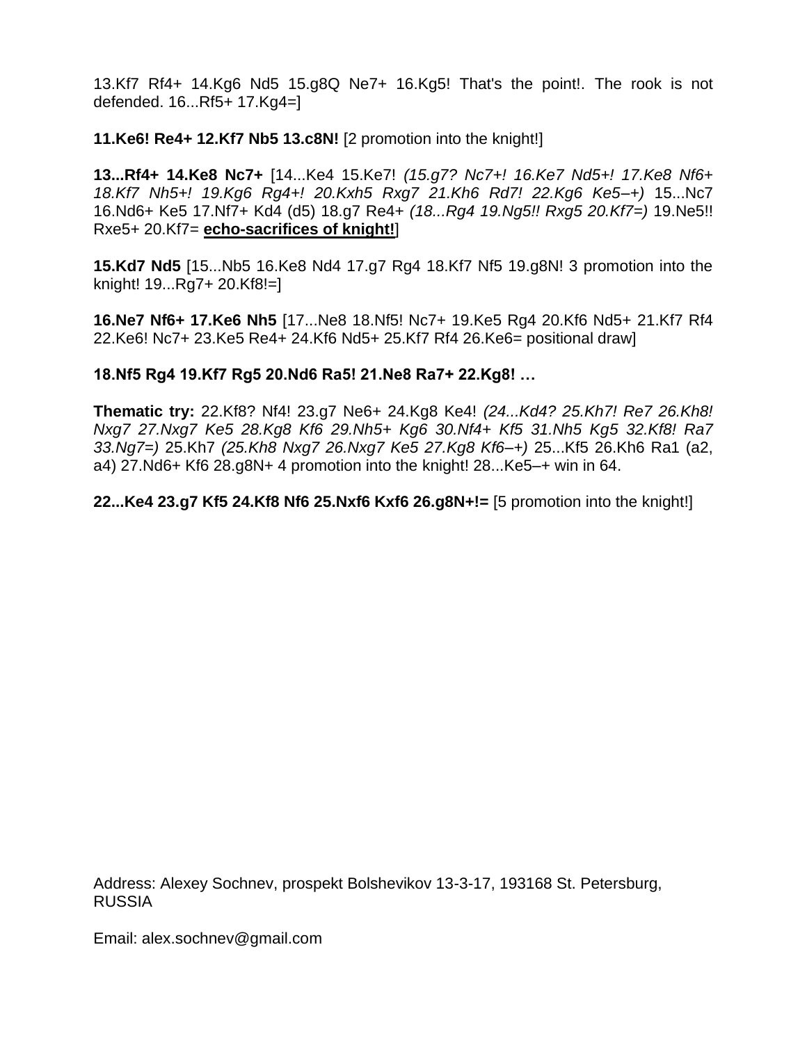13.Kf7 Rf4+ 14.Kg6 Nd5 15.g8Q Ne7+ 16.Kg5! That's the point!. The rook is not defended. 16...Rf5+ 17.Kg4=]

**11.Ke6! Re4+ 12.Kf7 Nb5 13.c8N!** [2 promotion into the knight!]

**13...Rf4+ 14.Ke8 Nc7+** [14...Ke4 15.Ke7! *(15.g7? Nc7+! 16.Ke7 Nd5+! 17.Ke8 Nf6+ 18.Kf7 Nh5+! 19.Kg6 Rg4+! 20.Kxh5 Rxg7 21.Kh6 Rd7! 22.Kg6 Ke5–+)* 15...Nc7 16.Nd6+ Ke5 17.Nf7+ Kd4 (d5) 18.g7 Re4+ *(18...Rg4 19.Ng5!! Rxg5 20.Kf7=)* 19.Ne5!! Rxe5+ 20.Kf7= **echo-sacrifices of knight!**]

**15.Kd7 Nd5** [15...Nb5 16.Ke8 Nd4 17.g7 Rg4 18.Kf7 Nf5 19.g8N! 3 promotion into the knight! 19...Rg7+ 20.Kf8!=]

**16.Ne7 Nf6+ 17.Ke6 Nh5** [17...Ne8 18.Nf5! Nc7+ 19.Ke5 Rg4 20.Kf6 Nd5+ 21.Kf7 Rf4 22.Ke6! Nc7+ 23.Ke5 Re4+ 24.Kf6 Nd5+ 25.Kf7 Rf4 26.Ke6= positional draw]

**18.Nf5 Rg4 19.Kf7 Rg5 20.Nd6 Ra5! 21.Ne8 Ra7+ 22.Kg8! …**

**Thematic try:** 22.Kf8? Nf4! 23.g7 Ne6+ 24.Kg8 Ke4! *(24...Kd4? 25.Kh7! Re7 26.Kh8! Nxg7 27.Nxg7 Ke5 28.Kg8 Kf6 29.Nh5+ Kg6 30.Nf4+ Kf5 31.Nh5 Kg5 32.Kf8! Ra7 33.Ng7=)* 25.Kh7 *(25.Kh8 Nxg7 26.Nxg7 Ke5 27.Kg8 Kf6–+)* 25...Kf5 26.Kh6 Ra1 (a2, a4) 27.Nd6+ Kf6 28.g8N+ 4 promotion into the knight! 28...Ke5–+ win in 64.

**22...Ke4 23.g7 Kf5 24.Kf8 Nf6 25.Nxf6 Kxf6 26.g8N+!=** [5 promotion into the knight!]

Address: Alexey Sochnev, prospekt Bolshevikov 13-3-17, 193168 St. Petersburg, RUSSIA

Email: alex.sochnev@gmail.com